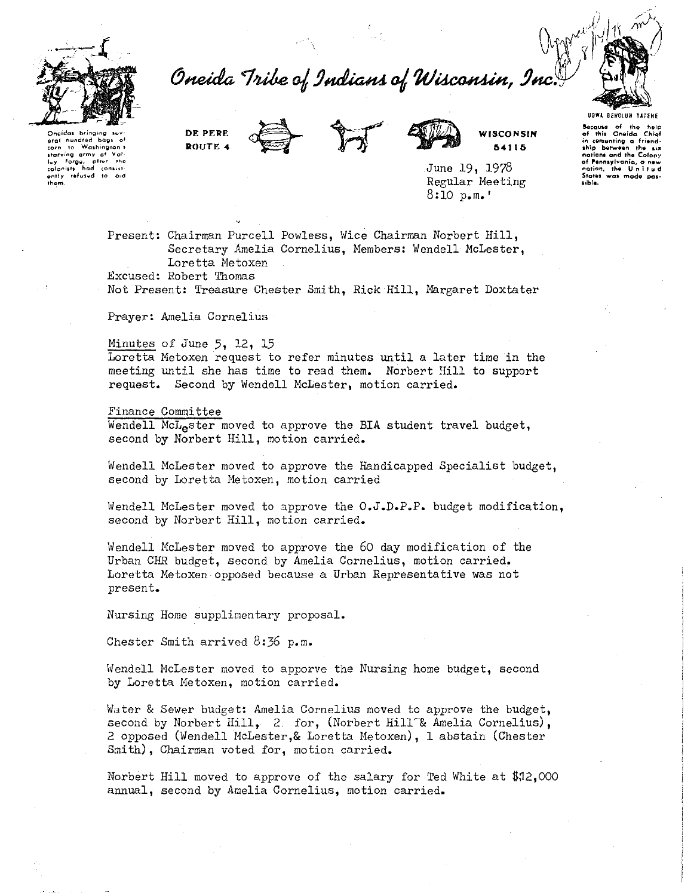# Oneida Tribe of Indians of Wisconsin, Inc.

Oneidas bringing several hundred bags of corn to Washington's starving army at Valley Forge, after the colonists had consistently refused to aid them.

DE PERE
ROUTE 4

WISCONSIN
54115

UGWA DEHOLUN YATEHE

Because of the help of this Oneida Chief in cementing a friendship between the six nations and the Colony of Pennsylvania, a new nation, the United States was made possible.

Approved 8/14/78

June 19, 1978
Regular Meeting
8:10 p.m.'

Present: Chairman Purcell Powless, Wice Chairman Norbert Hill, Secretary Amelia Cornelius, Members: Wendell McLester, Loretta Metoxen

Excused: Robert Thomas

Not Present: Treasure Chester Smith, Rick Hill, Margaret Doxtater

Prayer: Amelia Cornelius

Minutes of June 5, 12, 15

Loretta Metoxen request to refer minutes until a later time in the meeting until she has time to read them. Norbert Hill to support request. Second by Wendell McLester, motion carried.

Finance Committee

Wendell McLester moved to approve the BIA student travel budget, second by Norbert Hill, motion carried.

Wendell McLester moved to approve the Handicapped Specialist budget, second by Loretta Metoxen, motion carried

Wendell McLester moved to approve the O.J.D.P.P. budget modification, second by Norbert Hill, motion carried.

Wendell McLester moved to approve the 60 day modification of the Urban CHR budget, second by Amelia Cornelius, motion carried. Loretta Metoxen opposed because a Urban Representative was not present.

Nursing Home supplimentary proposal.

Chester Smith arrived 8:36 p.m.

Wendell McLester moved to apporve the Nursing home budget, second by Loretta Metoxen, motion carried.

Water & Sewer budget: Amelia Cornelius moved to approve the budget, second by Norbert Hill, 2 for, (Norbert Hill & Amelia Cornelius), 2 opposed (Wendell McLester,& Loretta Metoxen), 1 abstain (Chester Smith), Chairman voted for, motion carried.

Norbert Hill moved to approve of the salary for Ted White at $12,000 annual, second by Amelia Cornelius, motion carried.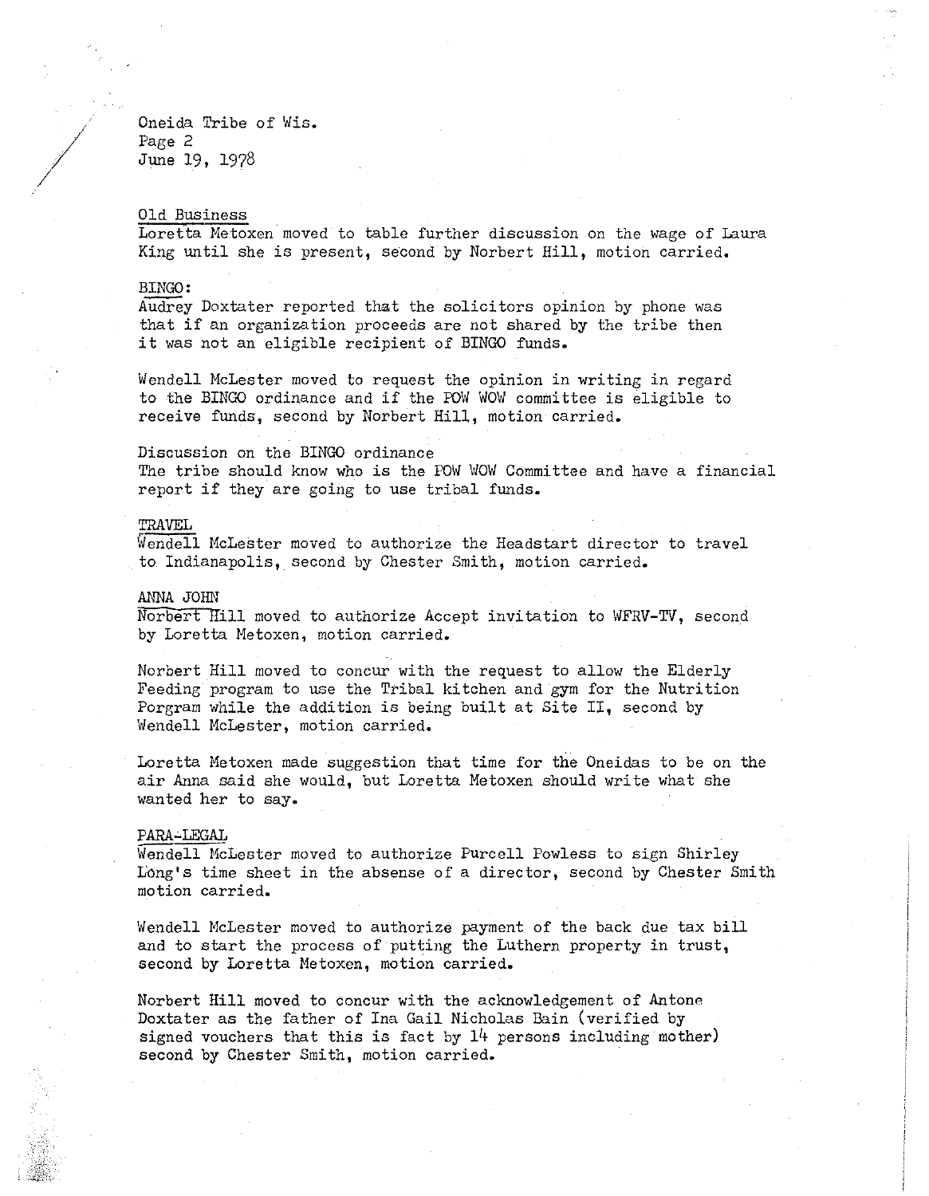Oneida Tribe of Wis.
Page 2
June 19, 1978

Old Business
Loretta Metoxen moved to table further discussion on the wage of Laura King until she is present, second by Norbert Hill, motion carried.

BINGO:
Audrey Doxtater reported that the solicitors opinion by phone was that if an organization proceeds are not shared by the tribe then it was not an eligible recipient of BINGO funds.

Wendell McLester moved to request the opinion in writing in regard to the BINGO ordinance and if the POW WOW committee is eligible to receive funds, second by Norbert Hill, motion carried.

Discussion on the BINGO ordinance
The tribe should know who is the POW WOW Committee and have a financial report if they are going to use tribal funds.

TRAVEL
Wendell McLester moved to authorize the Headstart director to travel to Indianapolis, second by Chester Smith, motion carried.

ANNA JOHN
Norbert Hill moved to authorize Accept invitation to WFRV-TV, second by Loretta Metoxen, motion carried.

Norbert Hill moved to concur with the request to allow the Elderly Feeding program to use the Tribal kitchen and gym for the Nutrition Porgram while the addition is being built at Site II, second by Wendell McLester, motion carried.

Loretta Metoxen made suggestion that time for the Oneidas to be on the air Anna said she would, but Loretta Metoxen should write what she wanted her to say.

PARA-LEGAL
Wendell McLester moved to authorize Purcell Powless to sign Shirley Long's time sheet in the absense of a director, second by Chester Smith motion carried.

Wendell McLester moved to authorize payment of the back due tax bill and to start the process of putting the Luthern property in trust, second by Loretta Metoxen, motion carried.

Norbert Hill moved to concur with the acknowledgement of Antone Doxtater as the father of Ina Gail Nicholas Bain (verified by signed vouchers that this is fact by 14 persons including mother) second by Chester Smith, motion carried.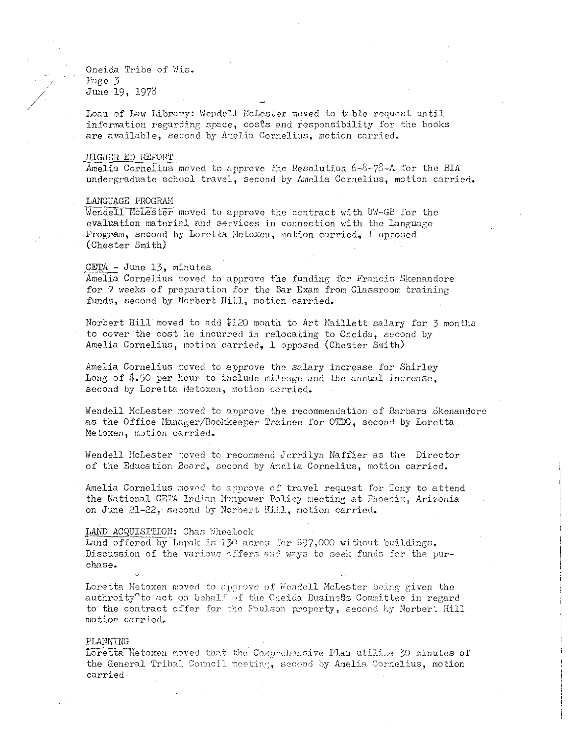Oneida Tribe of Wis.
Page 3
June 19, 1978

Loan of Law Library: Wendell McLester moved to table request until information regarding space, costs and responsibility for the books are available, second by Amelia Cornelius, motion carried.

HIGHER ED REPORT

Amelia Cornelius moved to approve the Resolution 6-8-78-A for the BIA undergraduate school travel, second by Amelia Cornelius, motion carried.

LANGUAGE PROGRAM

Wendell McLester moved to approve the contract with UW-GB for the evaluation material and services in connection with the Language Program, second by Loretta Metoxen, motion carried, 1 opposed (Chester Smith)

CETA - June 13, minutes

Amelia Cornelius moved to approve the funding for Francis Skenandore for 7 weeks of preparation for the Bar Exam from Classroom training funds, second by Norbert Hill, motion carried.

Norbert Hill moved to add $120 month to Art Maillett salary for 3 months to cover the cost he incurred in relocating to Oneida, second by Amelia Cornelius, motion carried, 1 opposed (Chester Smith)

Amelia Cornelius moved to approve the salary increase for Shirley Long of $.50 per hour to include mileage and the annual increase, second by Loretta Metoxen, motion carried.

Wendell McLester moved to approve the recommendation of Barbara Skenandore as the Office Manager/Bookkeeper Trainee for OTDC, second by Loretta Metoxen, motion carried.

Wendell McLester moved to recommend Jerrilyn Naffier as the Director of the Education Board, second by Amelia Cornelius, motion carried.

Amelia Cornelius moved to approve of travel request for Tony to attend the National CETA Indian Manpower Policy meeting at Phoenix, Arizona on June 21-22, second by Norbert Hill, motion carried.

LAND ACQUISITION: Chas Wheelock

Land offered by Lepak is 130 acres for $97,000 without buildings. Discussion of the various offers and ways to seek funds for the purchase.

Loretta Metoxen moved to approve of Wendell McLester being given the authroity to act on behalf of the Oneida Business Committee in regard to the contract offer for the Paulson property, second by Norbert Hill motion carried.

PLANNING

Loretta Metoxen moved that the Comprehensive Plan utilize 30 minutes of the General Tribal Council meeting, second by Amelia Cornelius, motion carried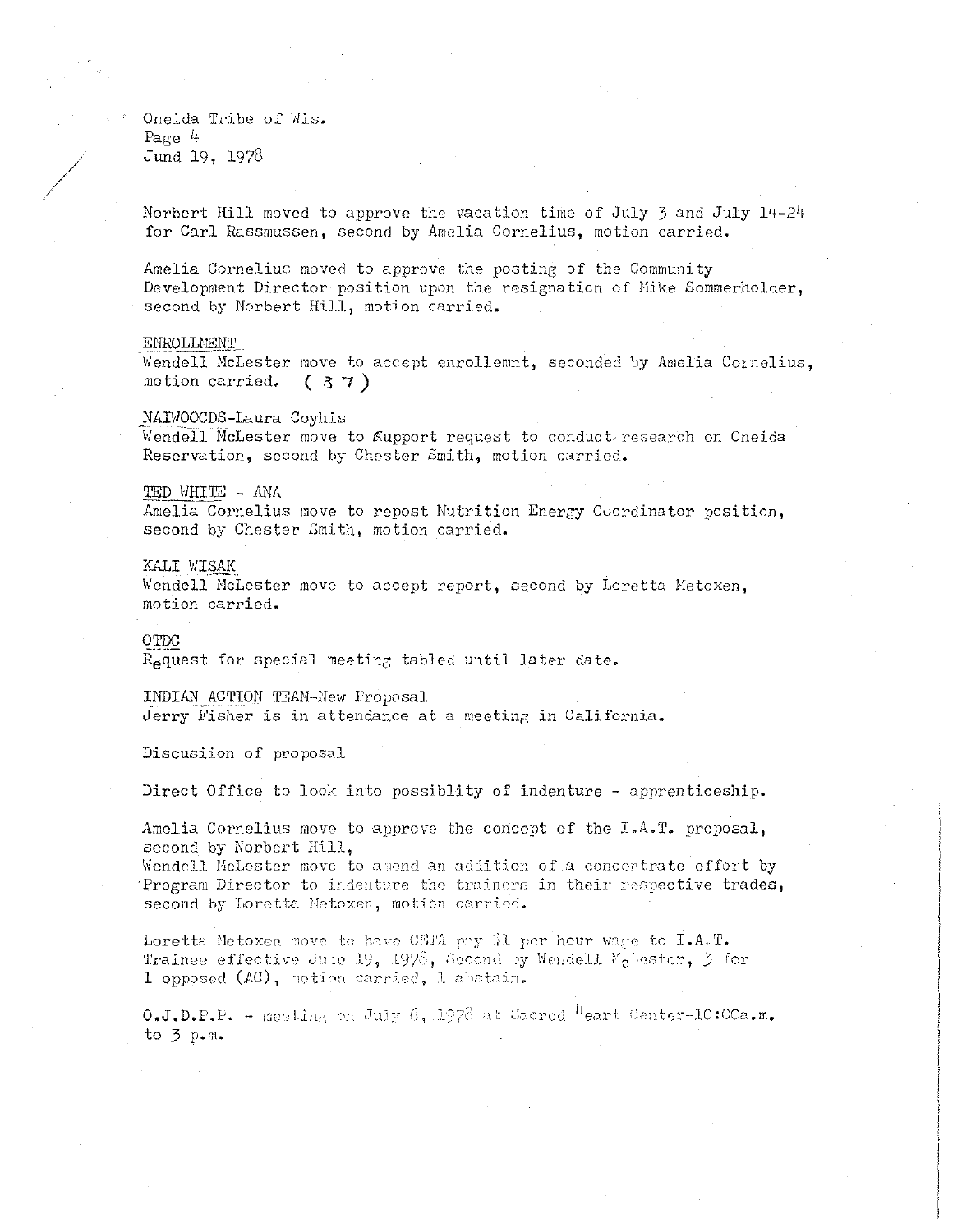Oneida Tribe of Wis.
Page 4
Jund 19, 1978

Norbert Hill moved to approve the vacation time of July 3 and July 14-24 for Carl Rassmussen, second by Amelia Cornelius, motion carried.

Amelia Cornelius moved to approve the posting of the Community Development Director position upon the resignation of Mike Sommerholder, second by Norbert Hill, motion carried.

ENROLLMENT
Wendell McLester move to accept enrollemnt, seconded by Amelia Cornelius, motion carried. ( 37 )

NAIWOOCDS-Laura Coyhis
Wendell McLester move to support request to conduct research on Oneida Reservation, second by Chester Smith, motion carried.

TED WHITE - ANA
Amelia Cornelius move to repost Nutrition Energy Coordinator position, second by Chester Smith, motion carried.

KALI WISAK
Wendell McLester move to accept report, second by Loretta Metoxen, motion carried.

OTDC
Request for special meeting tabled until later date.

INDIAN ACTION TEAM-New Proposal
Jerry Fisher is in attendance at a meeting in California.

Discusiion of proposal

Direct Office to look into possiblity of indenture - apprenticeship.

Amelia Cornelius move to approve the concept of the I.A.T. proposal, second by Norbert Hill,
Wendell McLester move to amend an addition of a concertrate effort by Program Director to indenture the trainers in their respective trades, second by Loretta Metoxen, motion carried.

Loretta Metoxen move to have CETA pay $1 per hour wage to I.A.T. Trainee effective June 19, 1978, Second by Wendell McLester, 3 for 1 opposed (AC), motion carried, 1 abstain.

O.J.D.P.P. - meeting on July 6, 1978 at Sacred Heart Center-10:00a.m. to 3 p.m.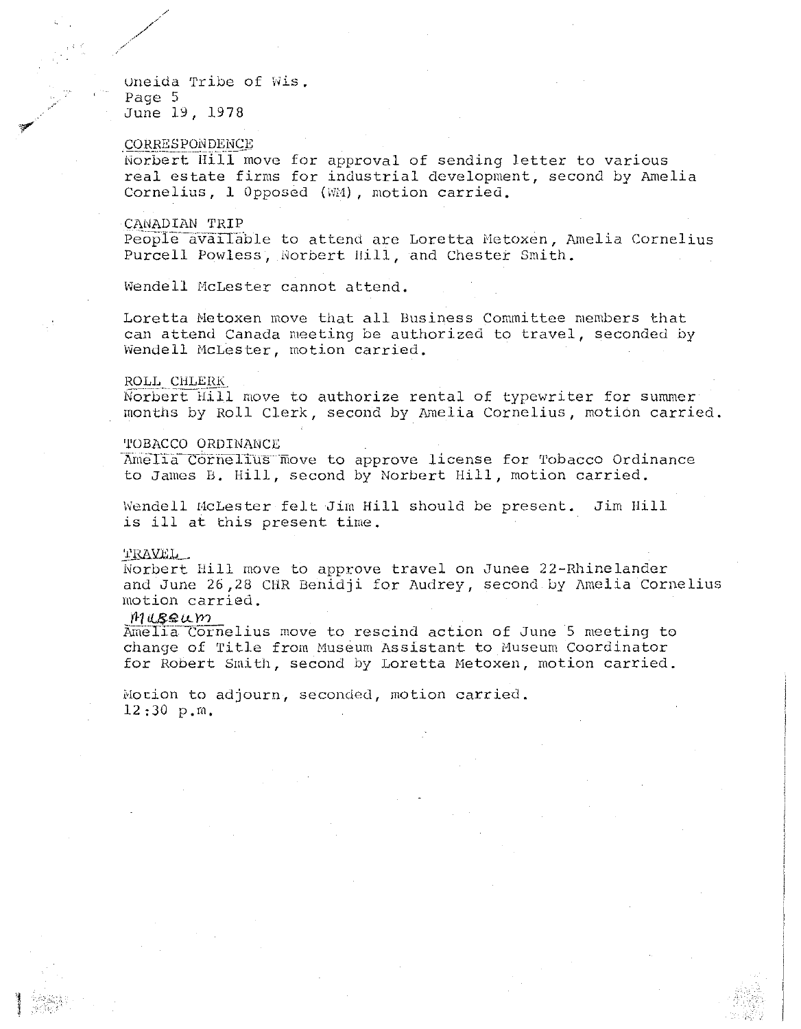Oneida Tribe of Wis.
Page 5
June 19, 1978

CORRESPONDENCE
Norbert Hill move for approval of sending letter to various real estate firms for industrial development, second by Amelia Cornelius, 1 Opposed (WM), motion carried.

CANADIAN TRIP
People available to attend are Loretta Metoxen, Amelia Cornelius Purcell Powless, Norbert Hill, and Chester Smith.

Wendell McLester cannot attend.

Loretta Metoxen move that all Business Committee members that can attend Canada meeting be authorized to travel, seconded by Wendell McLester, motion carried.

ROLL CHLERK
Norbert Hill move to authorize rental of typewriter for summer months by Roll Clerk, second by Amelia Cornelius, motion carried.

TOBACCO ORDINANCE
Amelia Cornelius move to approve license for Tobacco Ordinance to James B. Hill, second by Norbert Hill, motion carried.

Wendell McLester felt Jim Hill should be present. Jim Hill is ill at this present time.

TRAVEL
Norbert Hill move to approve travel on Junee 22-Rhinelander and June 26,28 CHR Benidji for Audrey, second by Amelia Cornelius motion carried.

Museum
Amelia Cornelius move to rescind action of June 5 meeting to change of Title from Museum Assistant to Museum Coordinator for Robert Smith, second by Loretta Metoxen, motion carried.

Motion to adjourn, seconded, motion carried.
12:30 p.m.